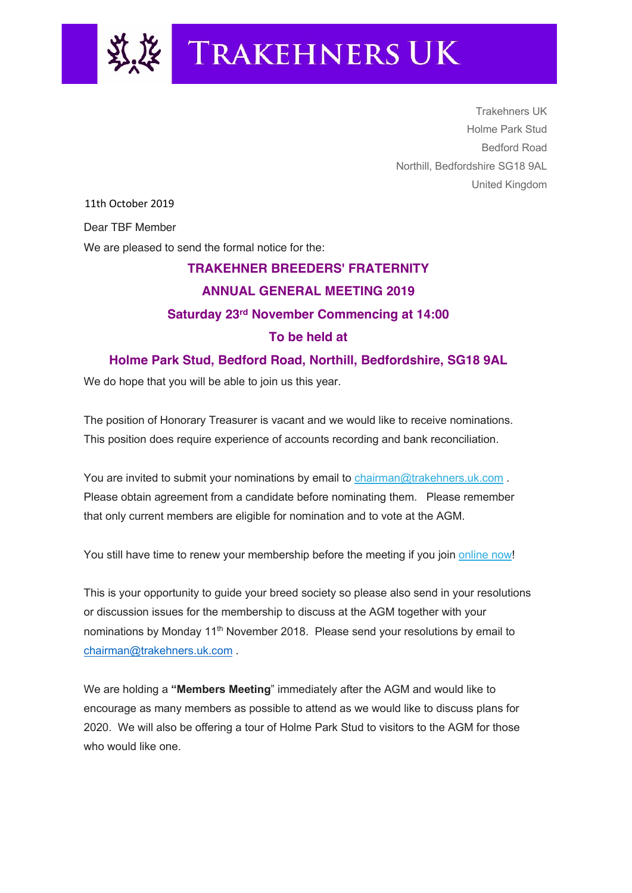# TRAKEHNERS UK

Trakehners UK
Holme Park Stud
Bedford Road
Northill, Bedfordshire SG18 9AL
United Kingdom

11th October 2019

Dear TBF Member

We are pleased to send the formal notice for the:

**TRAKEHNER BREEDERS' FRATERNITY**

**ANNUAL GENERAL MEETING 2019**

**Saturday 23rd November Commencing at 14:00**

**To be held at**

**Holme Park Stud, Bedford Road, Northill, Bedfordshire, SG18 9AL**

We do hope that you will be able to join us this year.

The position of Honorary Treasurer is vacant and we would like to receive nominations. This position does require experience of accounts recording and bank reconciliation.

You are invited to submit your nominations by email to chairman@trakehners.uk.com . Please obtain agreement from a candidate before nominating them. Please remember that only current members are eligible for nomination and to vote at the AGM.

You still have time to renew your membership before the meeting if you join online now!

This is your opportunity to guide your breed society so please also send in your resolutions or discussion issues for the membership to discuss at the AGM together with your nominations by Monday 11th November 2018. Please send your resolutions by email to chairman@trakehners.uk.com .

We are holding a **"Members Meeting**" immediately after the AGM and would like to encourage as many members as possible to attend as we would like to discuss plans for 2020. We will also be offering a tour of Holme Park Stud to visitors to the AGM for those who would like one.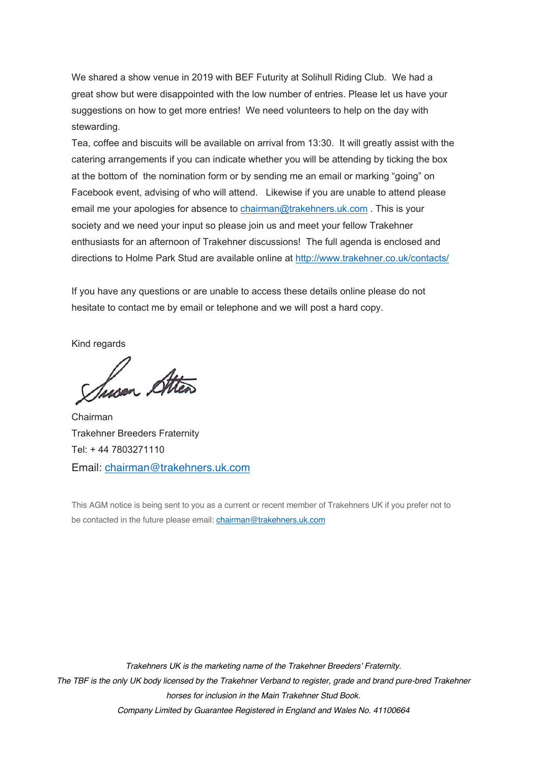We shared a show venue in 2019 with BEF Futurity at Solihull Riding Club. We had a great show but were disappointed with the low number of entries. Please let us have your suggestions on how to get more entries! We need volunteers to help on the day with stewarding.
Tea, coffee and biscuits will be available on arrival from 13:30. It will greatly assist with the catering arrangements if you can indicate whether you will be attending by ticking the box at the bottom of the nomination form or by sending me an email or marking "going" on Facebook event, advising of who will attend. Likewise if you are unable to attend please email me your apologies for absence to [chairman@trakehners.uk.com](mailto:chairman@trakehners.uk.com) . This is your society and we need your input so please join us and meet your fellow Trakehner enthusiasts for an afternoon of Trakehner discussions! The full agenda is enclosed and directions to Holme Park Stud are available online at [http://www.trakehner.co.uk/contacts/](http://www.trakehner.co.uk/contacts/)

If you have any questions or are unable to access these details online please do not hesitate to contact me by email or telephone and we will post a hard copy.

Kind regards

Susan Attew

Chairman
Trakehner Breeders Fraternity
Tel: + 44 7803271110
Email: [chairman@trakehners.uk.com](mailto:chairman@trakehners.uk.com)

This AGM notice is being sent to you as a current or recent member of Trakehners UK if you prefer not to be contacted in the future please email: [chairman@trakehners.uk.com](mailto:chairman@trakehners.uk.com)

*Trakehners UK is the marketing name of the Trakehner Breeders' Fraternity.*
*The TBF is the only UK body licensed by the Trakehner Verband to register, grade and brand pure-bred Trakehner horses for inclusion in the Main Trakehner Stud Book.*
*Company Limited by Guarantee Registered in England and Wales No. 41100664*